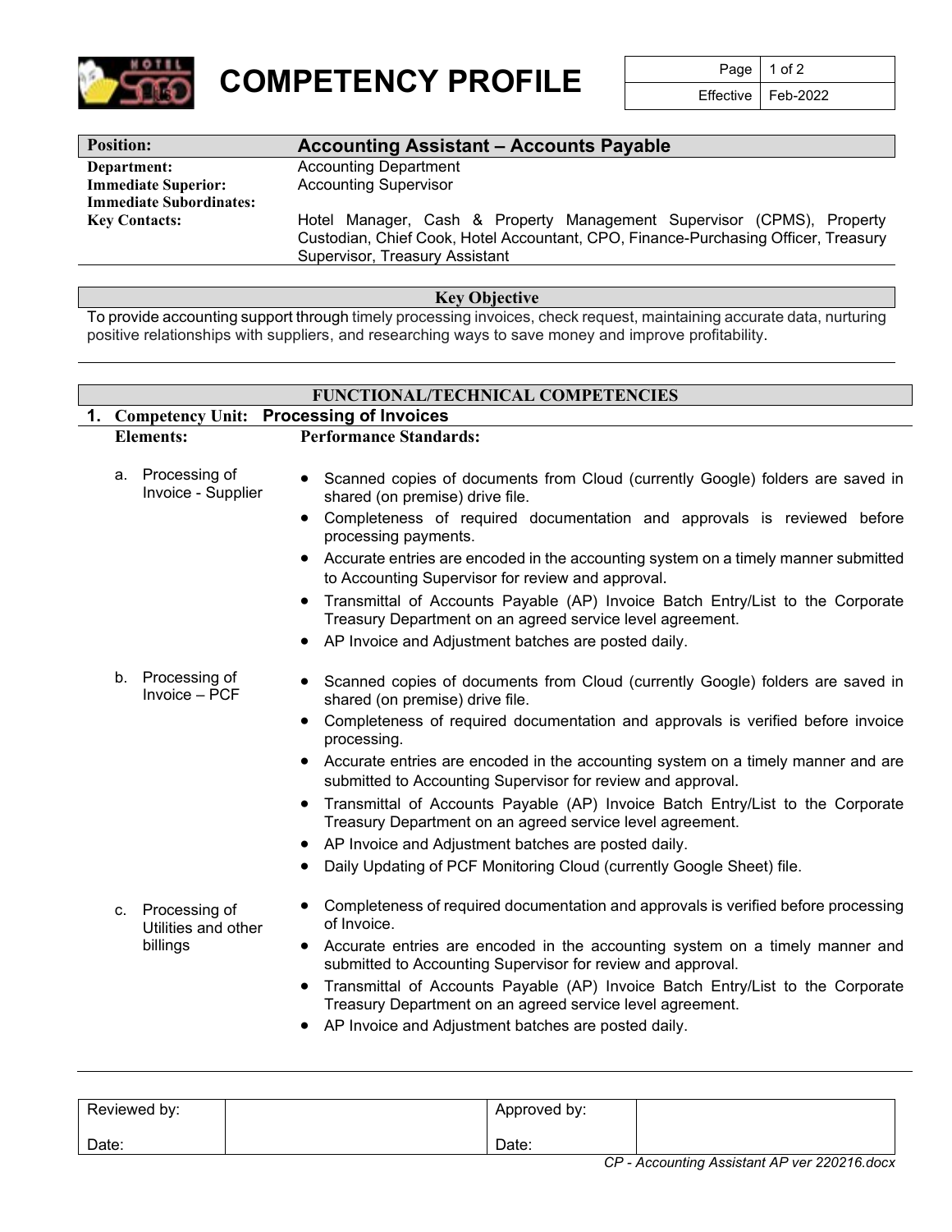# COMPETENCY PROFILE

| Page | 1 of 2 |
|---|---|
| Effective | Feb-2022 |

| **Position:** | **Accounting Assistant – Accounts Payable** |
|---|---|
| **Department:** | Accounting Department |
| **Immediate Superior:** | Accounting Supervisor |
| **Immediate Subordinates:** | |
| **Key Contacts:** | Hotel Manager, Cash & Property Management Supervisor (CPMS), Property Custodian, Chief Cook, Hotel Accountant, CPO, Finance-Purchasing Officer, Treasury Supervisor, Treasury Assistant |

## Key Objective

To provide accounting support through timely processing invoices, check request, maintaining accurate data, nurturing positive relationships with suppliers, and researching ways to save money and improve profitability.

## FUNCTIONAL/TECHNICAL COMPETENCIES

### 1. Competency Unit: Processing of Invoices

**Elements:** / **Performance Standards:**

a. Processing of Invoice - Supplier

- Scanned copies of documents from Cloud (currently Google) folders are saved in shared (on premise) drive file.
- Completeness of required documentation and approvals is reviewed before processing payments.
- Accurate entries are encoded in the accounting system on a timely manner submitted to Accounting Supervisor for review and approval.
- Transmittal of Accounts Payable (AP) Invoice Batch Entry/List to the Corporate Treasury Department on an agreed service level agreement.
- AP Invoice and Adjustment batches are posted daily.

b. Processing of Invoice – PCF

- Scanned copies of documents from Cloud (currently Google) folders are saved in shared (on premise) drive file.
- Completeness of required documentation and approvals is verified before invoice processing.
- Accurate entries are encoded in the accounting system on a timely manner and are submitted to Accounting Supervisor for review and approval.
- Transmittal of Accounts Payable (AP) Invoice Batch Entry/List to the Corporate Treasury Department on an agreed service level agreement.
- AP Invoice and Adjustment batches are posted daily.
- Daily Updating of PCF Monitoring Cloud (currently Google Sheet) file.

c. Processing of Utilities and other billings

- Completeness of required documentation and approvals is verified before processing of Invoice.
- Accurate entries are encoded in the accounting system on a timely manner and submitted to Accounting Supervisor for review and approval.
- Transmittal of Accounts Payable (AP) Invoice Batch Entry/List to the Corporate Treasury Department on an agreed service level agreement.
- AP Invoice and Adjustment batches are posted daily.

| Reviewed by: | | Approved by: | |
|---|---|---|---|
| Date: | | Date: | |

*CP - Accounting Assistant AP ver 220216.docx*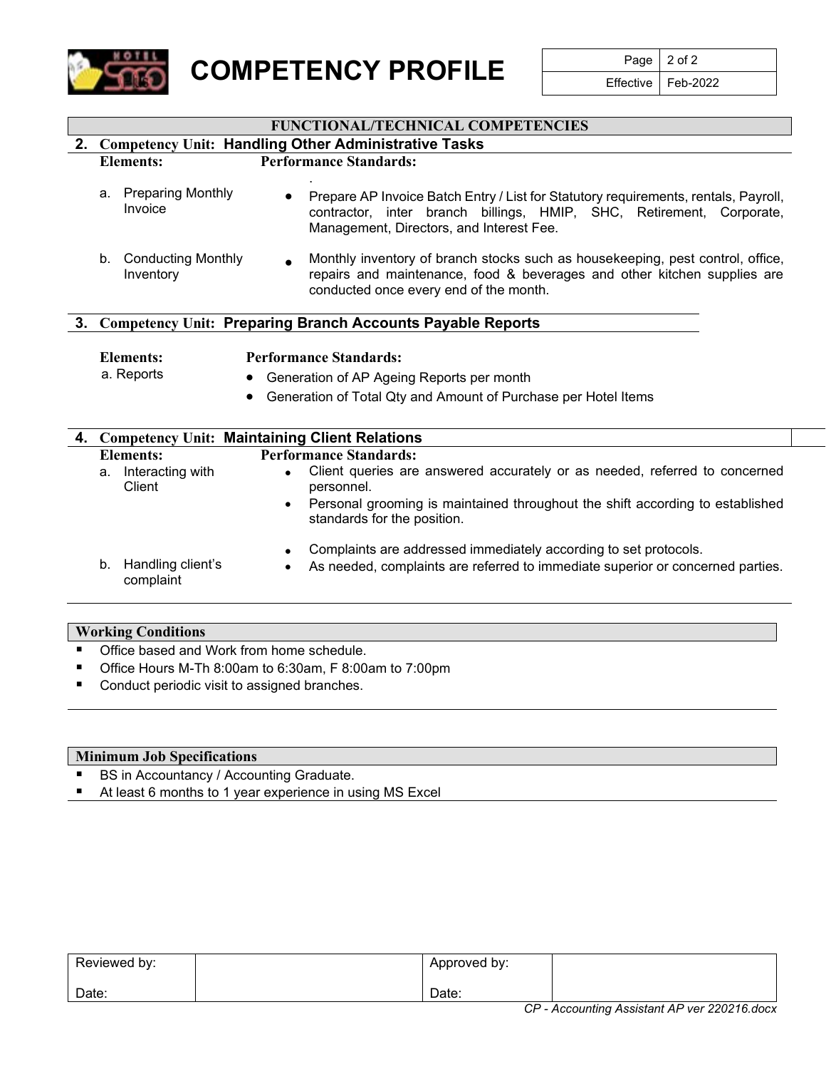# COMPETENCY PROFILE

## FUNCTIONAL/TECHNICAL COMPETENCIES

### 2. Competency Unit: Handling Other Administrative Tasks

| Elements: | Performance Standards: |
|---|---|
| a. Preparing Monthly Invoice | • Prepare AP Invoice Batch Entry / List for Statutory requirements, rentals, Payroll, contractor, inter branch billings, HMIP, SHC, Retirement, Corporate, Management, Directors, and Interest Fee. |
| b. Conducting Monthly Inventory | • Monthly inventory of branch stocks such as housekeeping, pest control, office, repairs and maintenance, food & beverages and other kitchen supplies are conducted once every end of the month. |

### 3. Competency Unit: Preparing Branch Accounts Payable Reports

| Elements: | Performance Standards: |
|---|---|
| a. Reports | • Generation of AP Ageing Reports per month<br>• Generation of Total Qty and Amount of Purchase per Hotel Items |

### 4. Competency Unit: Maintaining Client Relations

| Elements: | Performance Standards: |
|---|---|
| a. Interacting with Client | • Client queries are answered accurately or as needed, referred to concerned personnel.<br>• Personal grooming is maintained throughout the shift according to established standards for the position. |
| b. Handling client's complaint | • Complaints are addressed immediately according to set protocols.<br>• As needed, complaints are referred to immediate superior or concerned parties. |

## Working Conditions

- Office based and Work from home schedule.
- Office Hours M-Th 8:00am to 6:30am, F 8:00am to 7:00pm
- Conduct periodic visit to assigned branches.

## Minimum Job Specifications

- BS in Accountancy / Accounting Graduate.
- At least 6 months to 1 year experience in using MS Excel

| Reviewed by:<br><br>Date: | | Approved by:<br><br>Date: | |
|---|---|---|---|

*CP - Accounting Assistant AP ver 220216.docx*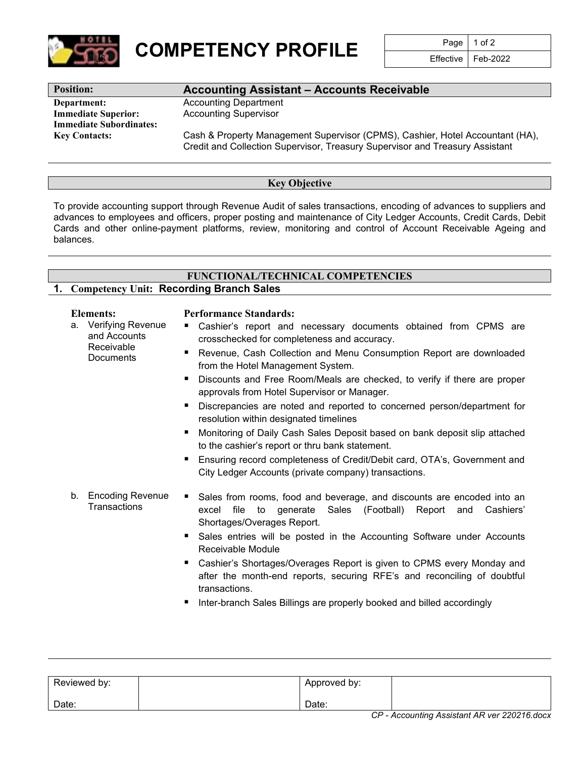# COMPETENCY PROFILE

| Position: | Accounting Assistant – Accounts Receivable |
|---|---|
| Department: | Accounting Department |
| Immediate Superior: | Accounting Supervisor |
| Immediate Subordinates: | |
| Key Contacts: | Cash & Property Management Supervisor (CPMS), Cashier, Hotel Accountant (HA), Credit and Collection Supervisor, Treasury Supervisor and Treasury Assistant |

## Key Objective

To provide accounting support through Revenue Audit of sales transactions, encoding of advances to suppliers and advances to employees and officers, proper posting and maintenance of City Ledger Accounts, Credit Cards, Debit Cards and other online-payment platforms, review, monitoring and control of Account Receivable Ageing and balances.

## FUNCTIONAL/TECHNICAL COMPETENCIES

### 1. Competency Unit: Recording Branch Sales

| Elements: | Performance Standards: |
|---|---|
| a. Verifying Revenue and Accounts Receivable Documents | ▪ Cashier's report and necessary documents obtained from CPMS are crosschecked for completeness and accuracy.<br>▪ Revenue, Cash Collection and Menu Consumption Report are downloaded from the Hotel Management System.<br>▪ Discounts and Free Room/Meals are checked, to verify if there are proper approvals from Hotel Supervisor or Manager.<br>▪ Discrepancies are noted and reported to concerned person/department for resolution within designated timelines<br>▪ Monitoring of Daily Cash Sales Deposit based on bank deposit slip attached to the cashier's report or thru bank statement.<br>▪ Ensuring record completeness of Credit/Debit card, OTA's, Government and City Ledger Accounts (private company) transactions. |
| b. Encoding Revenue Transactions | ▪ Sales from rooms, food and beverage, and discounts are encoded into an excel file to generate Sales (Football) Report and Cashiers' Shortages/Overages Report.<br>▪ Sales entries will be posted in the Accounting Software under Accounts Receivable Module<br>▪ Cashier's Shortages/Overages Report is given to CPMS every Monday and after the month-end reports, securing RFE's and reconciling of doubtful transactions.<br>▪ Inter-branch Sales Billings are properly booked and billed accordingly |

| Reviewed by: | | Approved by: | |
|---|---|---|---|
| Date: | | Date: | |

*CP - Accounting Assistant AR ver 220216.docx*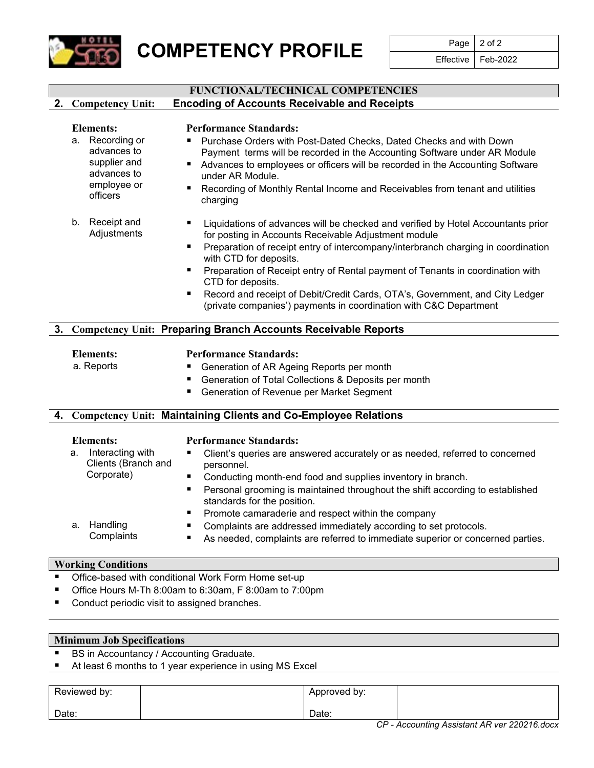# COMPETENCY PROFILE

| Page | 2 of 2 |
|---|---|
| Effective | Feb-2022 |

## FUNCTIONAL/TECHNICAL COMPETENCIES

### 2. Competency Unit: Encoding of Accounts Receivable and Receipts

| Elements: | Performance Standards: |
|---|---|
| a. Recording or advances to supplier and advances to employee or officers | ▪ Purchase Orders with Post-Dated Checks, Dated Checks and with Down Payment terms will be recorded in the Accounting Software under AR Module<br>▪ Advances to employees or officers will be recorded in the Accounting Software under AR Module.<br>▪ Recording of Monthly Rental Income and Receivables from tenant and utilities charging |
| b. Receipt and Adjustments | ▪ Liquidations of advances will be checked and verified by Hotel Accountants prior for posting in Accounts Receivable Adjustment module<br>▪ Preparation of receipt entry of intercompany/interbranch charging in coordination with CTD for deposits.<br>▪ Preparation of Receipt entry of Rental payment of Tenants in coordination with CTD for deposits.<br>▪ Record and receipt of Debit/Credit Cards, OTA's, Government, and City Ledger (private companies') payments in coordination with C&C Department |

### 3. Competency Unit: Preparing Branch Accounts Receivable Reports

| Elements: | Performance Standards: |
|---|---|
| a. Reports | ▪ Generation of AR Ageing Reports per month<br>▪ Generation of Total Collections & Deposits per month<br>▪ Generation of Revenue per Market Segment |

### 4. Competency Unit: Maintaining Clients and Co-Employee Relations

| Elements: | Performance Standards: |
|---|---|
| a. Interacting with Clients (Branch and Corporate) | ▪ Client's queries are answered accurately or as needed, referred to concerned personnel.<br>▪ Conducting month-end food and supplies inventory in branch.<br>▪ Personal grooming is maintained throughout the shift according to established standards for the position.<br>▪ Promote camaraderie and respect within the company |
| a. Handling Complaints | ▪ Complaints are addressed immediately according to set protocols.<br>▪ As needed, complaints are referred to immediate superior or concerned parties. |

## Working Conditions

- Office-based with conditional Work Form Home set-up
- Office Hours M-Th 8:00am to 6:30am, F 8:00am to 7:00pm
- Conduct periodic visit to assigned branches.

## Minimum Job Specifications

- BS in Accountancy / Accounting Graduate.
- At least 6 months to 1 year experience in using MS Excel

| Reviewed by:<br><br>Date: | | Approved by:<br><br>Date: | |
|---|---|---|---|

*CP - Accounting Assistant AR ver 220216.docx*